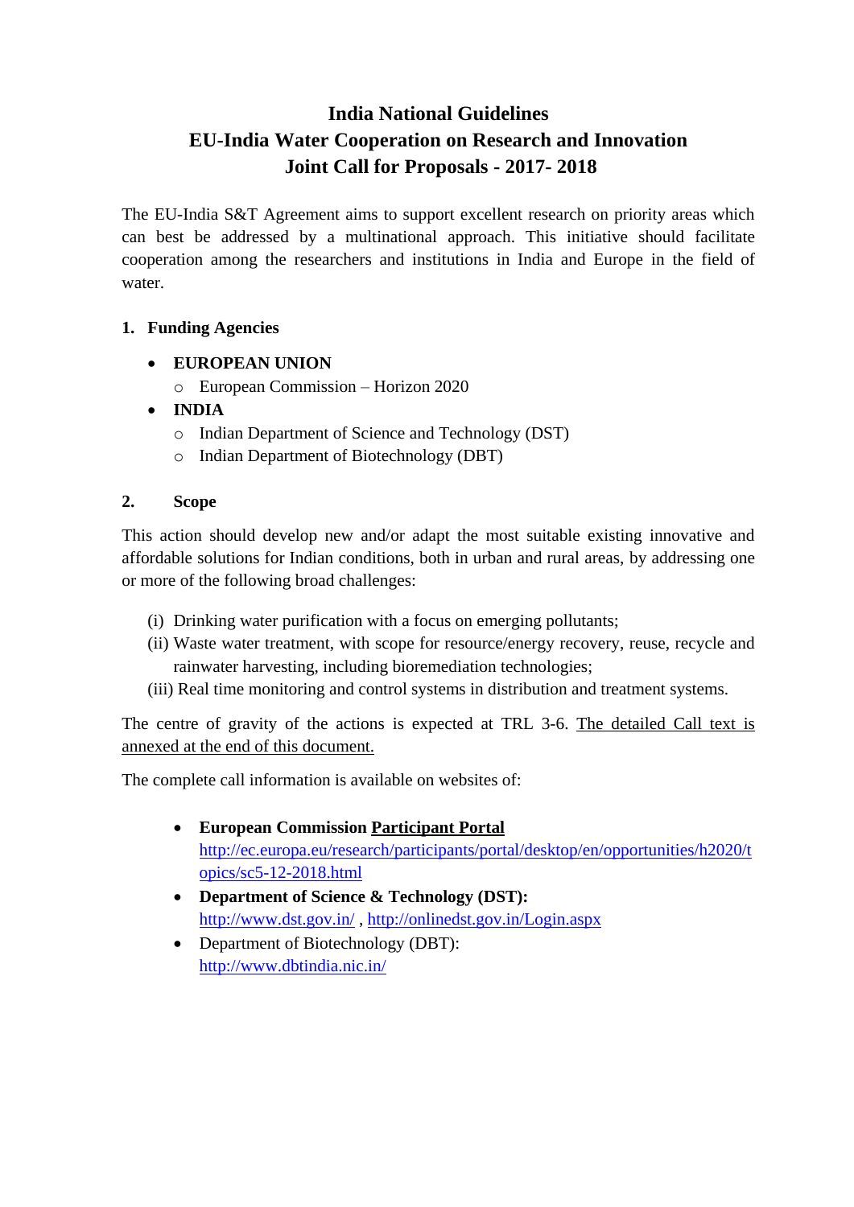# India National Guidelines
# EU-India Water Cooperation on Research and Innovation
# Joint Call for Proposals - 2017- 2018

The EU-India S&T Agreement aims to support excellent research on priority areas which can best be addressed by a multinational approach. This initiative should facilitate cooperation among the researchers and institutions in India and Europe in the field of water.

## 1. Funding Agencies

- **EUROPEAN UNION**
  - European Commission – Horizon 2020
- **INDIA**
  - Indian Department of Science and Technology (DST)
  - Indian Department of Biotechnology (DBT)

## 2. Scope

This action should develop new and/or adapt the most suitable existing innovative and affordable solutions for Indian conditions, both in urban and rural areas, by addressing one or more of the following broad challenges:

(i) Drinking water purification with a focus on emerging pollutants;
(ii) Waste water treatment, with scope for resource/energy recovery, reuse, recycle and rainwater harvesting, including bioremediation technologies;
(iii) Real time monitoring and control systems in distribution and treatment systems.

The centre of gravity of the actions is expected at TRL 3-6. The detailed Call text is annexed at the end of this document.

The complete call information is available on websites of:

- **European Commission Participant Portal**
  http://ec.europa.eu/research/participants/portal/desktop/en/opportunities/h2020/topics/sc5-12-2018.html
- **Department of Science & Technology (DST):**
  http://www.dst.gov.in/ , http://onlinedst.gov.in/Login.aspx
- Department of Biotechnology (DBT):
  http://www.dbtindia.nic.in/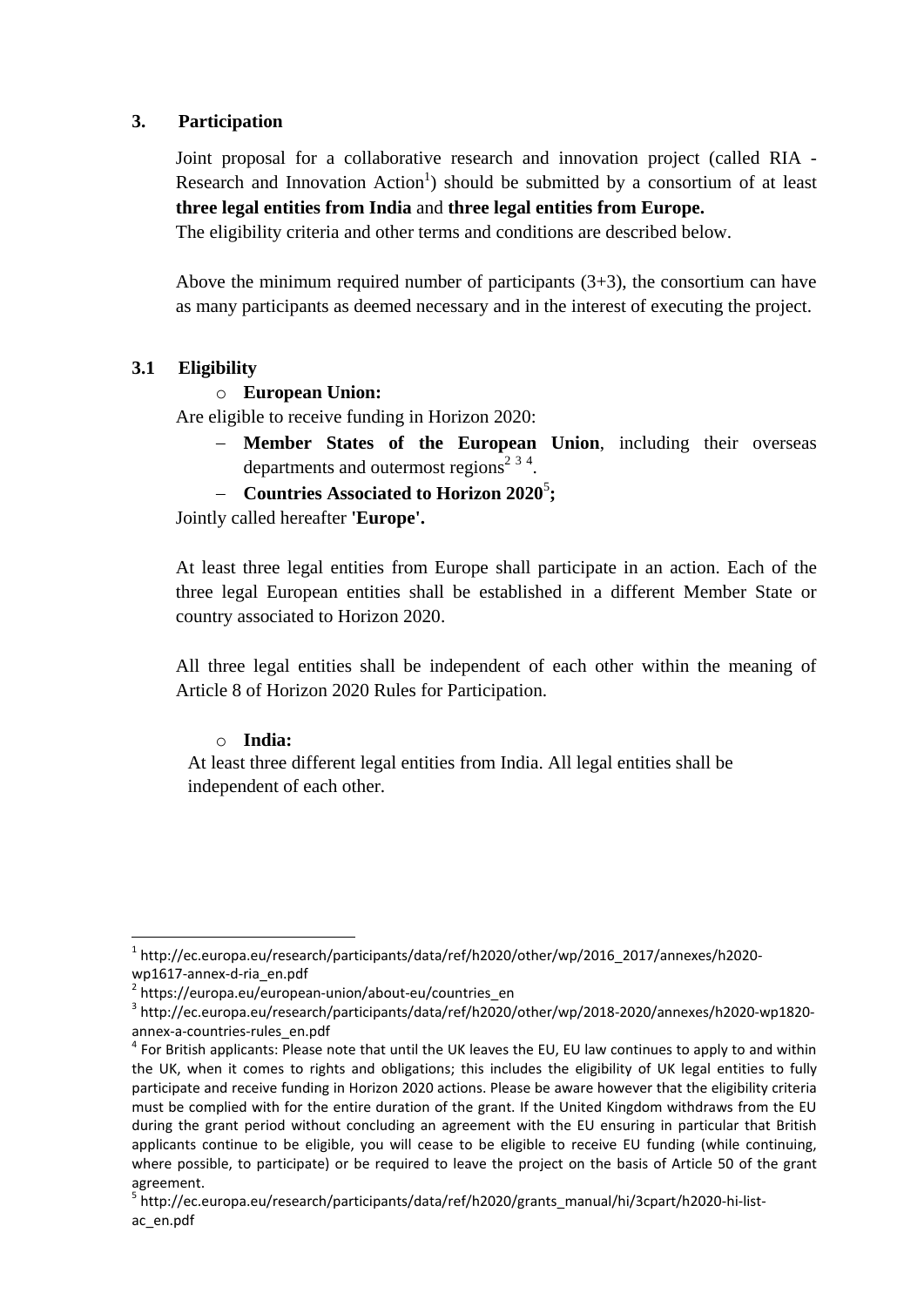## 3. Participation

Joint proposal for a collaborative research and innovation project (called RIA - Research and Innovation Action[1]) should be submitted by a consortium of at least **three legal entities from India** and **three legal entities from Europe.**

The eligibility criteria and other terms and conditions are described below.

Above the minimum required number of participants (3+3), the consortium can have as many participants as deemed necessary and in the interest of executing the project.

### 3.1 Eligibility

- **European Union:**

Are eligible to receive funding in Horizon 2020:

- **Member States of the European Union**, including their overseas departments and outermost regions[2 3 4].
- **Countries Associated to Horizon 2020**[5]**;**

Jointly called hereafter **'Europe'.**

At least three legal entities from Europe shall participate in an action. Each of the three legal European entities shall be established in a different Member State or country associated to Horizon 2020.

All three legal entities shall be independent of each other within the meaning of Article 8 of Horizon 2020 Rules for Participation.

- **India:**

At least three different legal entities from India. All legal entities shall be independent of each other.

---

[1] http://ec.europa.eu/research/participants/data/ref/h2020/other/wp/2016_2017/annexes/h2020-wp1617-annex-d-ria_en.pdf

[2] https://europa.eu/european-union/about-eu/countries_en

[3] http://ec.europa.eu/research/participants/data/ref/h2020/other/wp/2018-2020/annexes/h2020-wp1820-annex-a-countries-rules_en.pdf

[4] For British applicants: Please note that until the UK leaves the EU, EU law continues to apply to and within the UK, when it comes to rights and obligations; this includes the eligibility of UK legal entities to fully participate and receive funding in Horizon 2020 actions. Please be aware however that the eligibility criteria must be complied with for the entire duration of the grant. If the United Kingdom withdraws from the EU during the grant period without concluding an agreement with the EU ensuring in particular that British applicants continue to be eligible, you will cease to be eligible to receive EU funding (while continuing, where possible, to participate) or be required to leave the project on the basis of Article 50 of the grant agreement.

[5] http://ec.europa.eu/research/participants/data/ref/h2020/grants_manual/hi/3cpart/h2020-hi-list-ac_en.pdf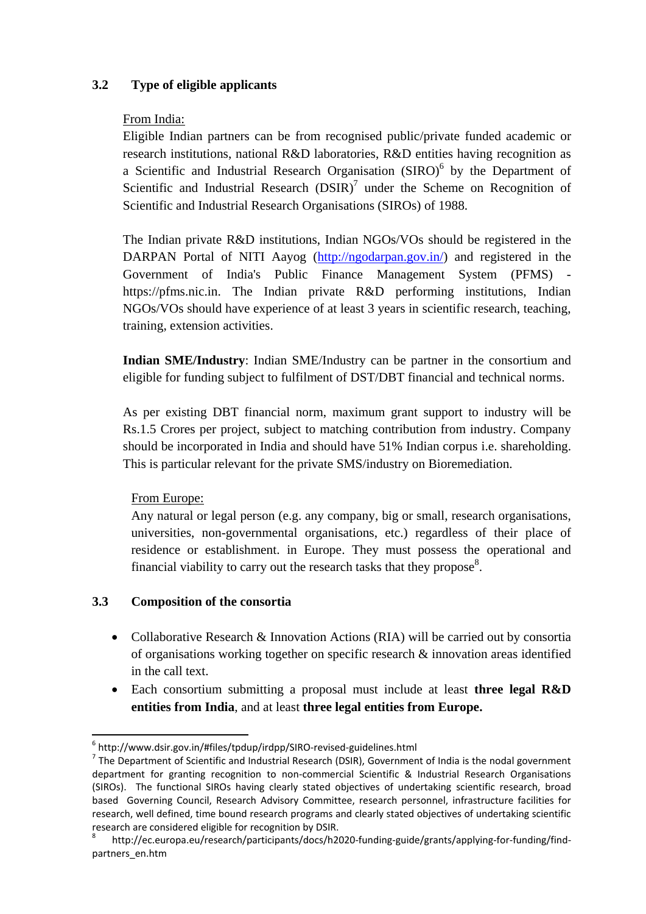### 3.2 Type of eligible applicants

From India:

Eligible Indian partners can be from recognised public/private funded academic or research institutions, national R&D laboratories, R&D entities having recognition as a Scientific and Industrial Research Organisation (SIRO)[6] by the Department of Scientific and Industrial Research (DSIR)[7] under the Scheme on Recognition of Scientific and Industrial Research Organisations (SIROs) of 1988.

The Indian private R&D institutions, Indian NGOs/VOs should be registered in the DARPAN Portal of NITI Aayog (http://ngodarpan.gov.in/) and registered in the Government of India's Public Finance Management System (PFMS) - https://pfms.nic.in. The Indian private R&D performing institutions, Indian NGOs/VOs should have experience of at least 3 years in scientific research, teaching, training, extension activities.

**Indian SME/Industry**: Indian SME/Industry can be partner in the consortium and eligible for funding subject to fulfilment of DST/DBT financial and technical norms.

As per existing DBT financial norm, maximum grant support to industry will be Rs.1.5 Crores per project, subject to matching contribution from industry. Company should be incorporated in India and should have 51% Indian corpus i.e. shareholding. This is particular relevant for the private SMS/industry on Bioremediation.

From Europe:

Any natural or legal person (e.g. any company, big or small, research organisations, universities, non-governmental organisations, etc.) regardless of their place of residence or establishment. in Europe. They must possess the operational and financial viability to carry out the research tasks that they propose[8].

### 3.3 Composition of the consortia

- Collaborative Research & Innovation Actions (RIA) will be carried out by consortia of organisations working together on specific research & innovation areas identified in the call text.
- Each consortium submitting a proposal must include at least **three legal R&D entities from India**, and at least **three legal entities from Europe.**

---

[6] http://www.dsir.gov.in/#files/tpdup/irdpp/SIRO-revised-guidelines.html

[7] The Department of Scientific and Industrial Research (DSIR), Government of India is the nodal government department for granting recognition to non-commercial Scientific & Industrial Research Organisations (SIROs). The functional SIROs having clearly stated objectives of undertaking scientific research, broad based Governing Council, Research Advisory Committee, research personnel, infrastructure facilities for research, well defined, time bound research programs and clearly stated objectives of undertaking scientific research are considered eligible for recognition by DSIR.

[8] http://ec.europa.eu/research/participants/docs/h2020-funding-guide/grants/applying-for-funding/find-partners_en.htm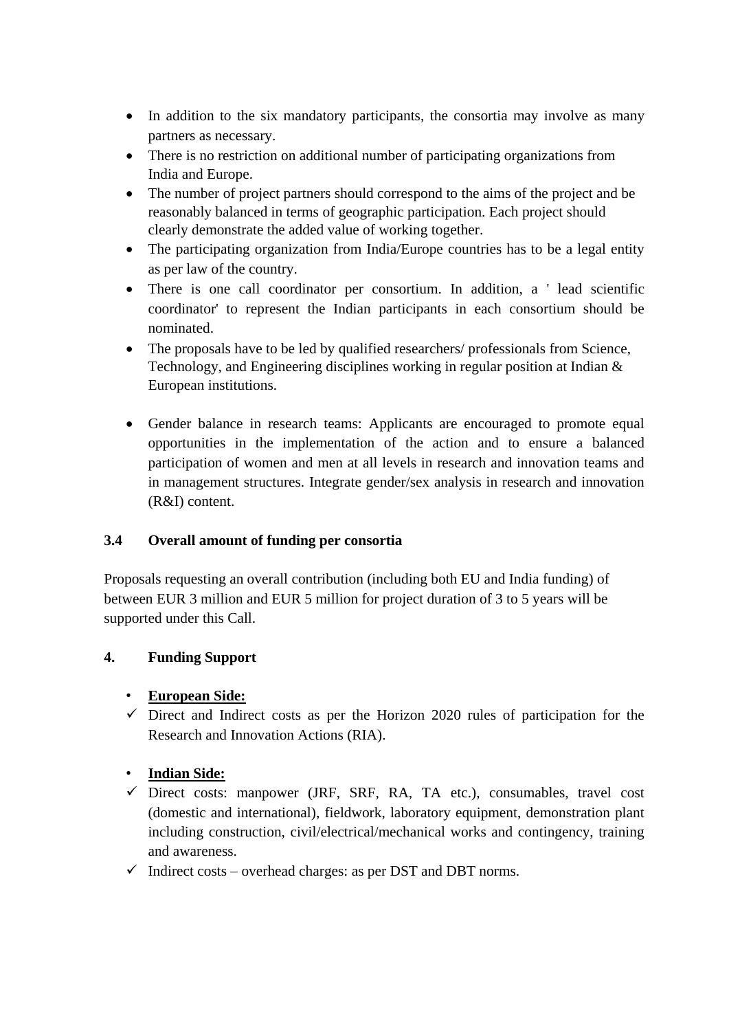- In addition to the six mandatory participants, the consortia may involve as many partners as necessary.
- There is no restriction on additional number of participating organizations from India and Europe.
- The number of project partners should correspond to the aims of the project and be reasonably balanced in terms of geographic participation. Each project should clearly demonstrate the added value of working together.
- The participating organization from India/Europe countries has to be a legal entity as per law of the country.
- There is one call coordinator per consortium. In addition, a ' lead scientific coordinator' to represent the Indian participants in each consortium should be nominated.
- The proposals have to be led by qualified researchers/ professionals from Science, Technology, and Engineering disciplines working in regular position at Indian & European institutions.

- Gender balance in research teams: Applicants are encouraged to promote equal opportunities in the implementation of the action and to ensure a balanced participation of women and men at all levels in research and innovation teams and in management structures. Integrate gender/sex analysis in research and innovation (R&I) content.

### 3.4 Overall amount of funding per consortia

Proposals requesting an overall contribution (including both EU and India funding) of between EUR 3 million and EUR 5 million for project duration of 3 to 5 years will be supported under this Call.

## 4. Funding Support

- **European Side:**
  - ✓ Direct and Indirect costs as per the Horizon 2020 rules of participation for the Research and Innovation Actions (RIA).

- **Indian Side:**
  - ✓ Direct costs: manpower (JRF, SRF, RA, TA etc.), consumables, travel cost (domestic and international), fieldwork, laboratory equipment, demonstration plant including construction, civil/electrical/mechanical works and contingency, training and awareness.
  - ✓ Indirect costs – overhead charges: as per DST and DBT norms.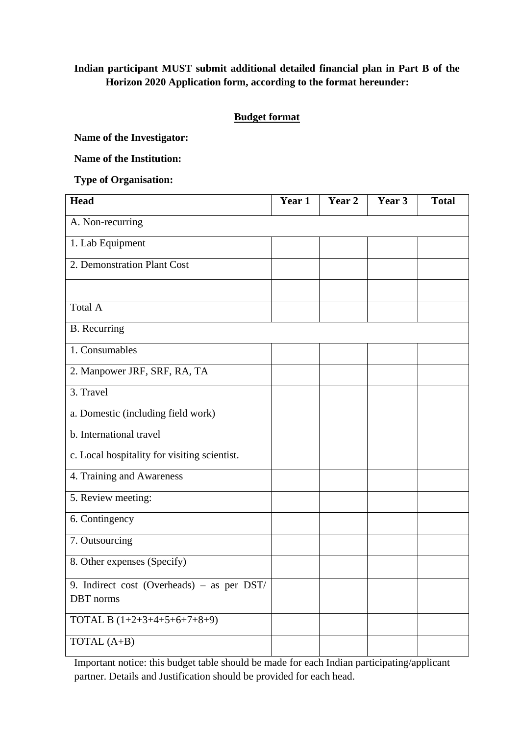**Indian participant MUST submit additional detailed financial plan in Part B of the Horizon 2020 Application form, according to the format hereunder:**

**Budget format**

**Name of the Investigator:**

**Name of the Institution:**

**Type of Organisation:**

| Head | Year 1 | Year 2 | Year 3 | Total |
|---|---|---|---|---|
| A. Non-recurring | | | | |
| 1. Lab Equipment | | | | |
| 2. Demonstration Plant Cost | | | | |
| | | | | |
| Total A | | | | |
| B. Recurring | | | | |
| 1. Consumables | | | | |
| 2. Manpower JRF, SRF, RA, TA | | | | |
| 3. Travel<br>a. Domestic (including field work)<br>b. International travel<br>c. Local hospitality for visiting scientist. | | | | |
| 4. Training and Awareness | | | | |
| 5. Review meeting: | | | | |
| 6. Contingency | | | | |
| 7. Outsourcing | | | | |
| 8. Other expenses (Specify) | | | | |
| 9. Indirect cost (Overheads) – as per DST/ DBT norms | | | | |
| TOTAL B (1+2+3+4+5+6+7+8+9) | | | | |
| TOTAL (A+B) | | | | |

Important notice: this budget table should be made for each Indian participating/applicant partner. Details and Justification should be provided for each head.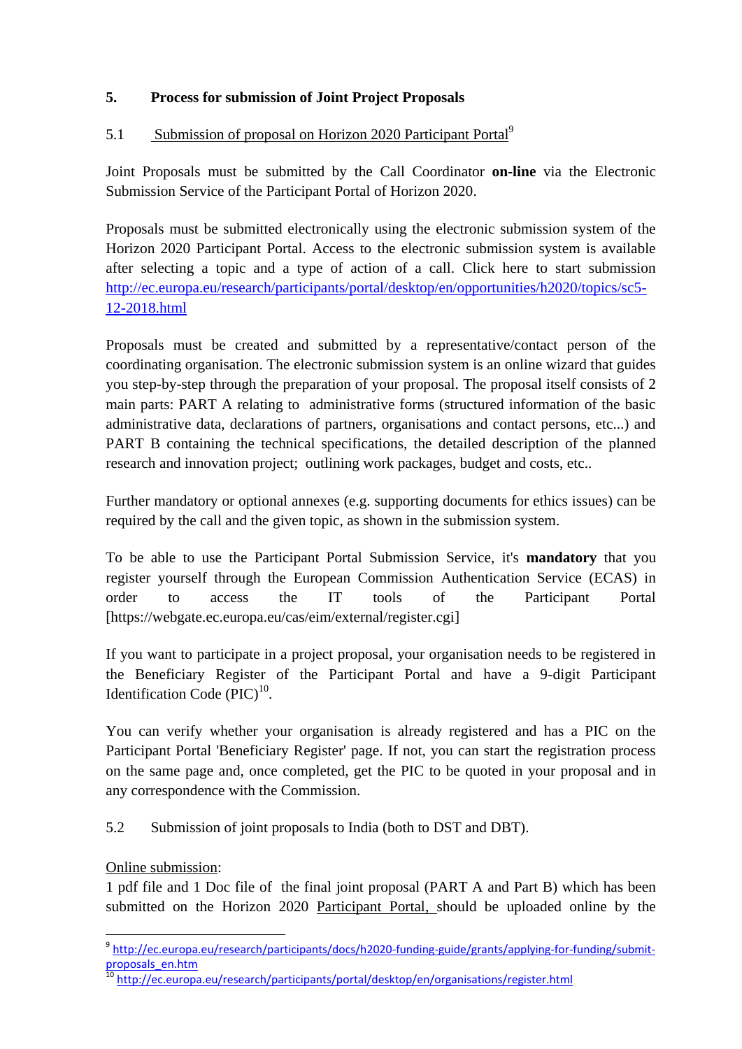## 5. Process for submission of Joint Project Proposals

### 5.1 Submission of proposal on Horizon 2020 Participant Portal[9]

Joint Proposals must be submitted by the Call Coordinator **on-line** via the Electronic Submission Service of the Participant Portal of Horizon 2020.

Proposals must be submitted electronically using the electronic submission system of the Horizon 2020 Participant Portal. Access to the electronic submission system is available after selecting a topic and a type of action of a call. Click here to start submission http://ec.europa.eu/research/participants/portal/desktop/en/opportunities/h2020/topics/sc5-12-2018.html

Proposals must be created and submitted by a representative/contact person of the coordinating organisation. The electronic submission system is an online wizard that guides you step-by-step through the preparation of your proposal. The proposal itself consists of 2 main parts: PART A relating to administrative forms (structured information of the basic administrative data, declarations of partners, organisations and contact persons, etc...) and PART B containing the technical specifications, the detailed description of the planned research and innovation project; outlining work packages, budget and costs, etc..

Further mandatory or optional annexes (e.g. supporting documents for ethics issues) can be required by the call and the given topic, as shown in the submission system.

To be able to use the Participant Portal Submission Service, it's **mandatory** that you register yourself through the European Commission Authentication Service (ECAS) in order to access the IT tools of the Participant Portal [https://webgate.ec.europa.eu/cas/eim/external/register.cgi]

If you want to participate in a project proposal, your organisation needs to be registered in the Beneficiary Register of the Participant Portal and have a 9-digit Participant Identification Code (PIC)[10].

You can verify whether your organisation is already registered and has a PIC on the Participant Portal 'Beneficiary Register' page. If not, you can start the registration process on the same page and, once completed, get the PIC to be quoted in your proposal and in any correspondence with the Commission.

### 5.2 Submission of joint proposals to India (both to DST and DBT).

Online submission:

1 pdf file and 1 Doc file of the final joint proposal (PART A and Part B) which has been submitted on the Horizon 2020 Participant Portal, should be uploaded online by the

---

[9] http://ec.europa.eu/research/participants/docs/h2020-funding-guide/grants/applying-for-funding/submit-proposals_en.htm

[10] http://ec.europa.eu/research/participants/portal/desktop/en/organisations/register.html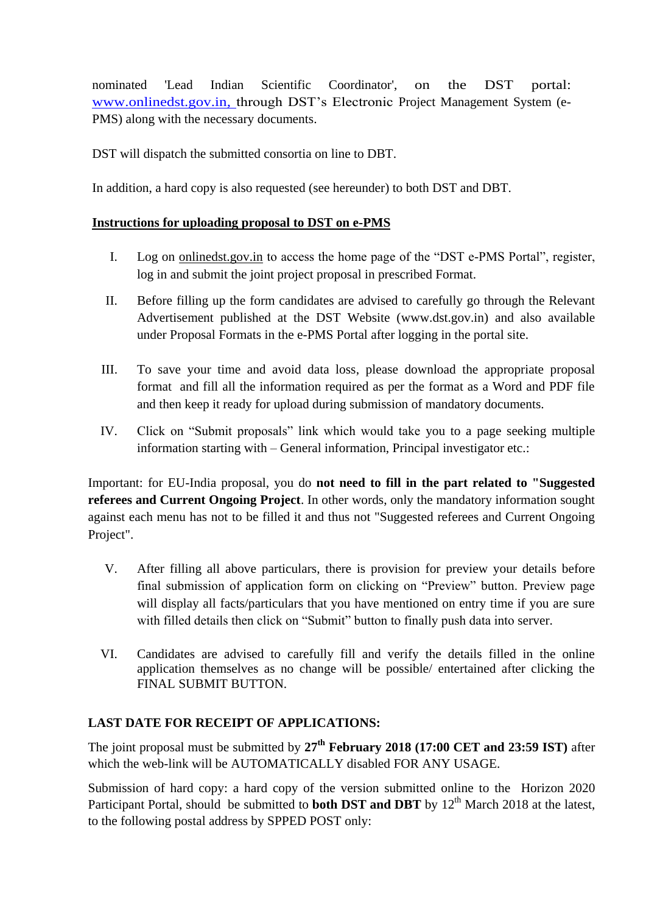nominated 'Lead Indian Scientific Coordinator', on the DST portal: www.onlinedst.gov.in, through DST's Electronic Project Management System (e-PMS) along with the necessary documents.

DST will dispatch the submitted consortia on line to DBT.

In addition, a hard copy is also requested (see hereunder) to both DST and DBT.

**Instructions for uploading proposal to DST on e-PMS**

I. Log on onlinedst.gov.in to access the home page of the "DST e-PMS Portal", register, log in and submit the joint project proposal in prescribed Format.

II. Before filling up the form candidates are advised to carefully go through the Relevant Advertisement published at the DST Website (www.dst.gov.in) and also available under Proposal Formats in the e-PMS Portal after logging in the portal site.

III. To save your time and avoid data loss, please download the appropriate proposal format and fill all the information required as per the format as a Word and PDF file and then keep it ready for upload during submission of mandatory documents.

IV. Click on "Submit proposals" link which would take you to a page seeking multiple information starting with – General information, Principal investigator etc.:

Important: for EU-India proposal, you do **not need to fill in the part related to "Suggested referees and Current Ongoing Project**. In other words, only the mandatory information sought against each menu has not to be filled it and thus not "Suggested referees and Current Ongoing Project".

V. After filling all above particulars, there is provision for preview your details before final submission of application form on clicking on "Preview" button. Preview page will display all facts/particulars that you have mentioned on entry time if you are sure with filled details then click on "Submit" button to finally push data into server.

VI. Candidates are advised to carefully fill and verify the details filled in the online application themselves as no change will be possible/ entertained after clicking the FINAL SUBMIT BUTTON.

**LAST DATE FOR RECEIPT OF APPLICATIONS:**

The joint proposal must be submitted by **27th February 2018 (17:00 CET and 23:59 IST)** after which the web-link will be AUTOMATICALLY disabled FOR ANY USAGE.

Submission of hard copy: a hard copy of the version submitted online to the Horizon 2020 Participant Portal, should be submitted to **both DST and DBT** by 12th March 2018 at the latest, to the following postal address by SPPED POST only: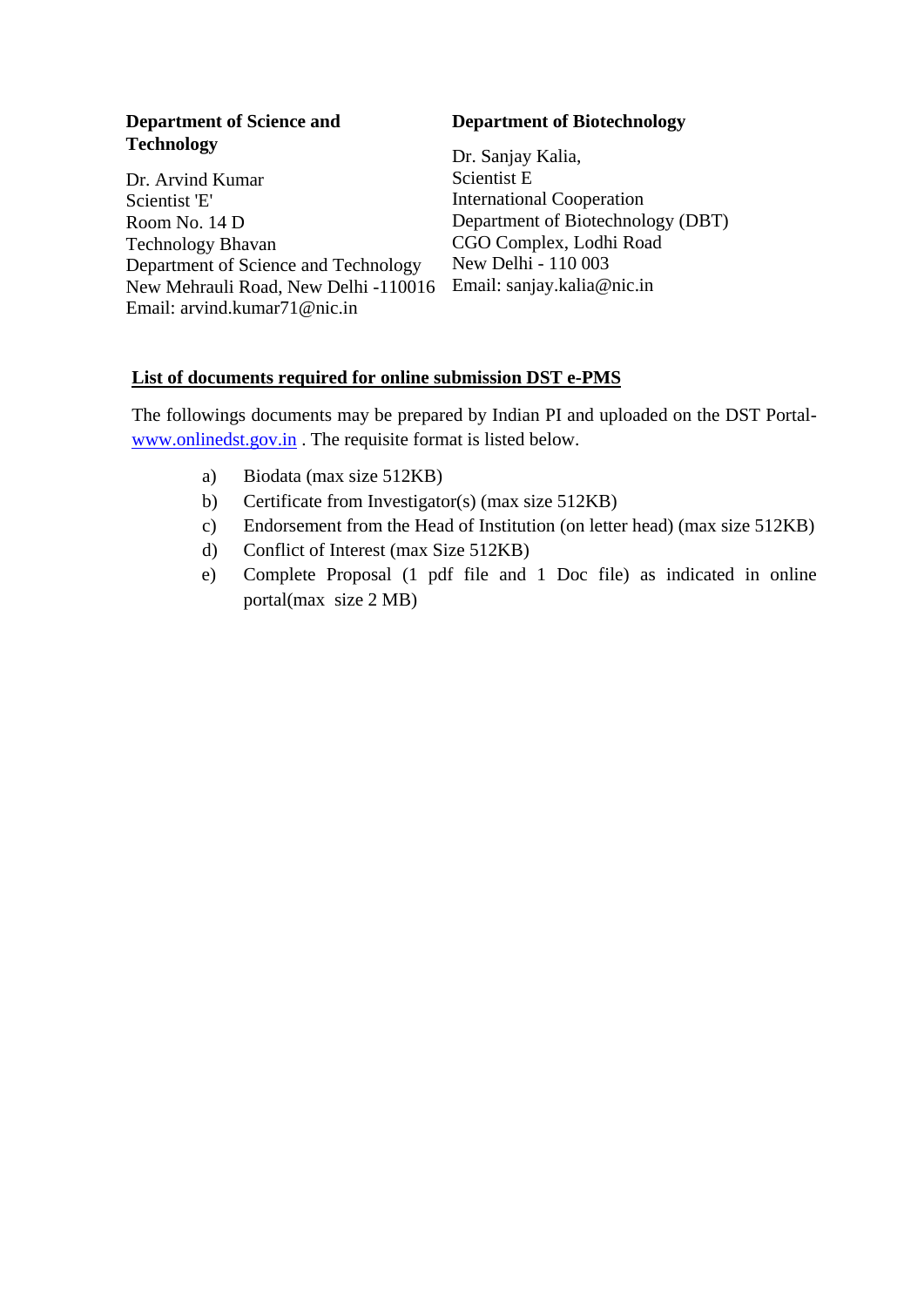**Department of Science and Technology**

Dr. Arvind Kumar
Scientist 'E'
Room No. 14 D
Technology Bhavan
Department of Science and Technology
New Mehrauli Road, New Delhi -110016
Email: arvind.kumar71@nic.in

**Department of Biotechnology**

Dr. Sanjay Kalia,
Scientist E
International Cooperation
Department of Biotechnology (DBT)
CGO Complex, Lodhi Road
New Delhi - 110 003
Email: sanjay.kalia@nic.in

**List of documents required for online submission DST e-PMS**

The followings documents may be prepared by Indian PI and uploaded on the DST Portal- www.onlinedst.gov.in . The requisite format is listed below.

a) Biodata (max size 512KB)
b) Certificate from Investigator(s) (max size 512KB)
c) Endorsement from the Head of Institution (on letter head) (max size 512KB)
d) Conflict of Interest (max Size 512KB)
e) Complete Proposal (1 pdf file and 1 Doc file) as indicated in online portal(max size 2 MB)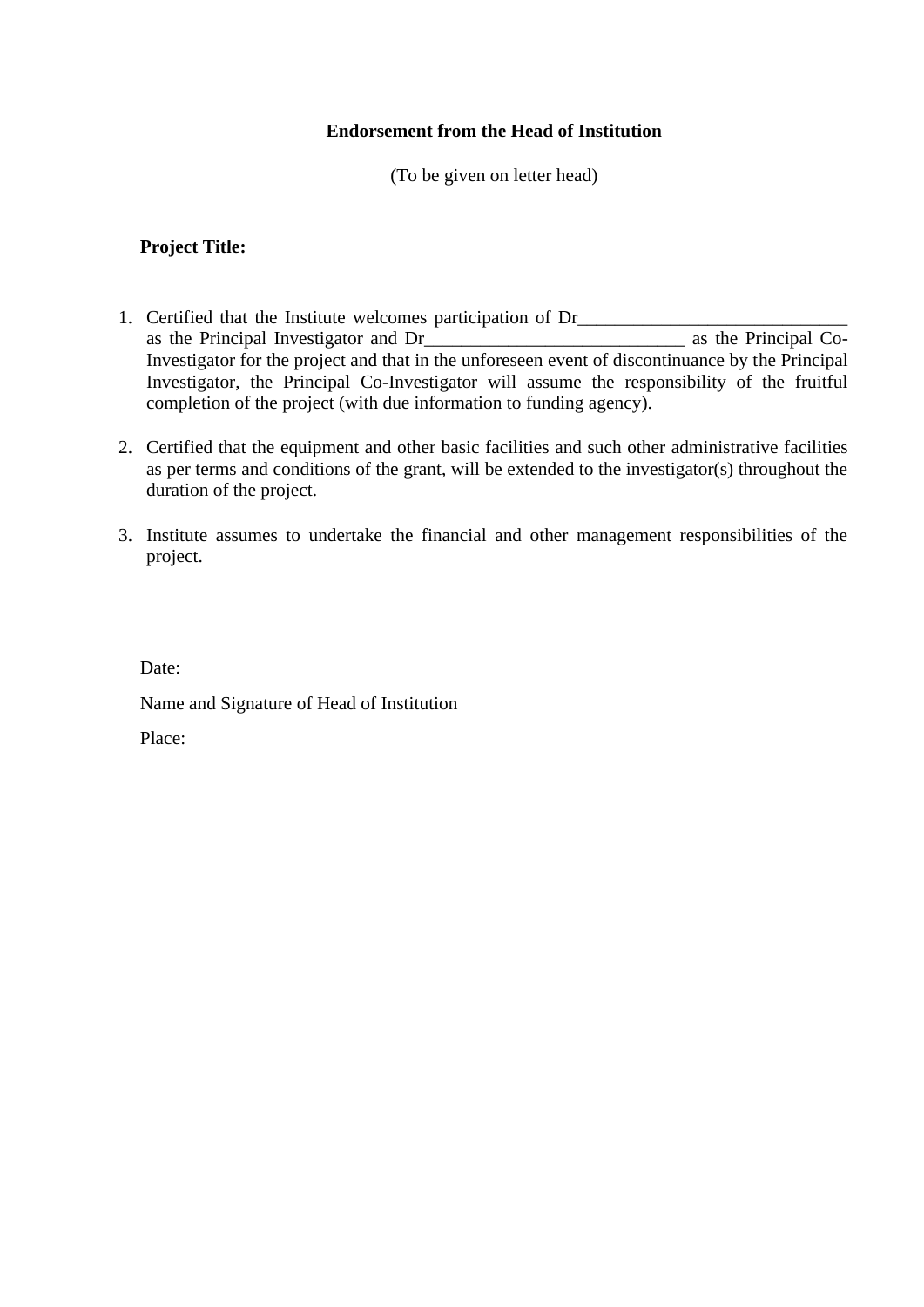**Endorsement from the Head of Institution**

(To be given on letter head)

**Project Title:**

1. Certified that the Institute welcomes participation of Dr_____________________________ as the Principal Investigator and Dr____________________________ as the Principal Co-Investigator for the project and that in the unforeseen event of discontinuance by the Principal Investigator, the Principal Co-Investigator will assume the responsibility of the fruitful completion of the project (with due information to funding agency).

2. Certified that the equipment and other basic facilities and such other administrative facilities as per terms and conditions of the grant, will be extended to the investigator(s) throughout the duration of the project.

3. Institute assumes to undertake the financial and other management responsibilities of the project.

Date:

Name and Signature of Head of Institution

Place: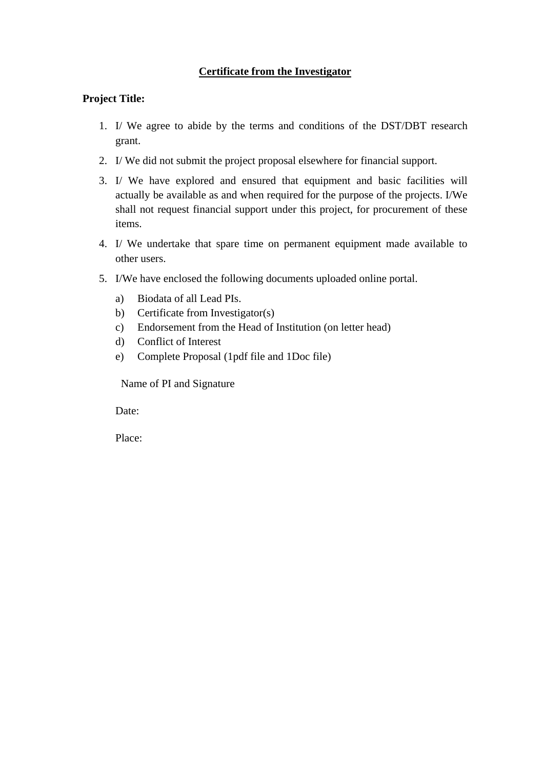# <u>Certificate from the Investigator</u>

**Project Title:**

1. I/ We agree to abide by the terms and conditions of the DST/DBT research grant.
2. I/ We did not submit the project proposal elsewhere for financial support.
3. I/ We have explored and ensured that equipment and basic facilities will actually be available as and when required for the purpose of the projects. I/We shall not request financial support under this project, for procurement of these items.
4. I/ We undertake that spare time on permanent equipment made available to other users.
5. I/We have enclosed the following documents uploaded online portal.
   a) Biodata of all Lead PIs.
   b) Certificate from Investigator(s)
   c) Endorsement from the Head of Institution (on letter head)
   d) Conflict of Interest
   e) Complete Proposal (1pdf file and 1Doc file)

Name of PI and Signature

Date:

Place: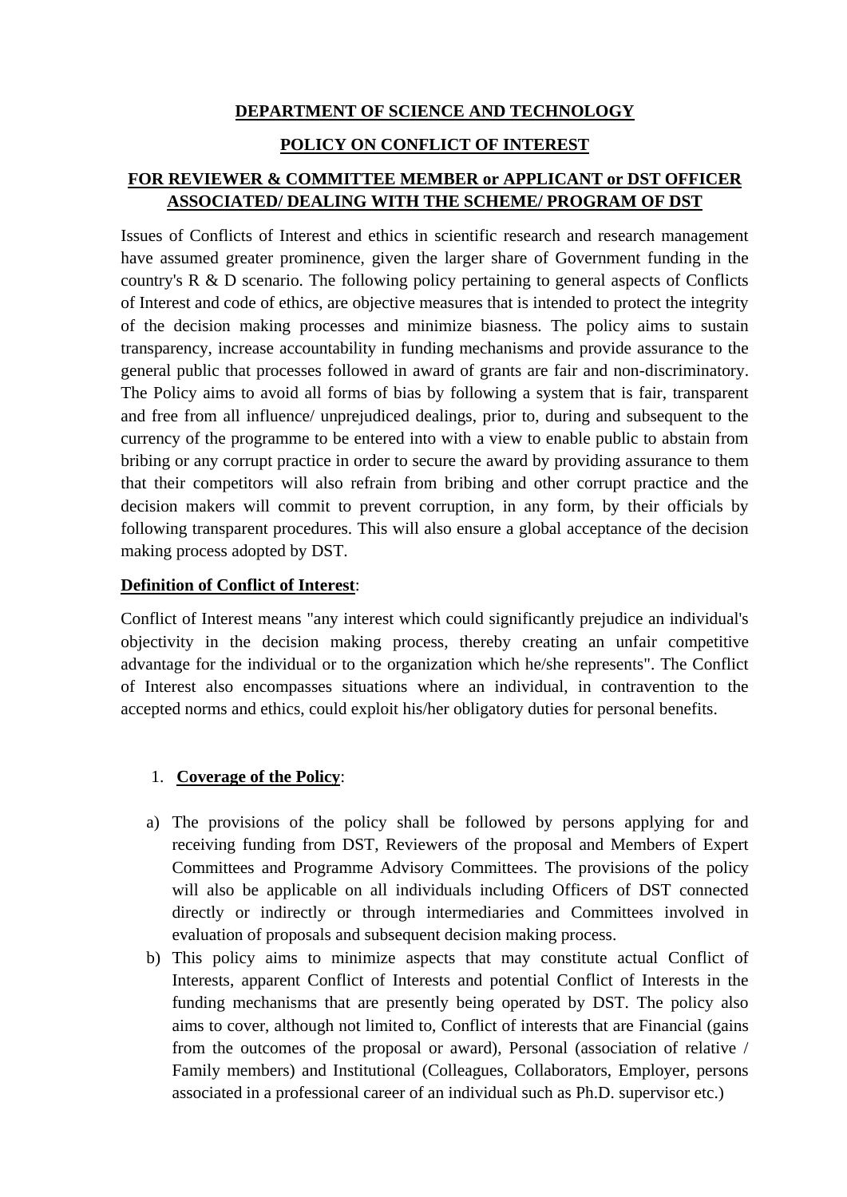**DEPARTMENT OF SCIENCE AND TECHNOLOGY**

**POLICY ON CONFLICT OF INTEREST**

**FOR REVIEWER & COMMITTEE MEMBER or APPLICANT or DST OFFICER ASSOCIATED/ DEALING WITH THE SCHEME/ PROGRAM OF DST**

Issues of Conflicts of Interest and ethics in scientific research and research management have assumed greater prominence, given the larger share of Government funding in the country's R & D scenario. The following policy pertaining to general aspects of Conflicts of Interest and code of ethics, are objective measures that is intended to protect the integrity of the decision making processes and minimize biasness. The policy aims to sustain transparency, increase accountability in funding mechanisms and provide assurance to the general public that processes followed in award of grants are fair and non-discriminatory. The Policy aims to avoid all forms of bias by following a system that is fair, transparent and free from all influence/ unprejudiced dealings, prior to, during and subsequent to the currency of the programme to be entered into with a view to enable public to abstain from bribing or any corrupt practice in order to secure the award by providing assurance to them that their competitors will also refrain from bribing and other corrupt practice and the decision makers will commit to prevent corruption, in any form, by their officials by following transparent procedures. This will also ensure a global acceptance of the decision making process adopted by DST.

**Definition of Conflict of Interest**:

Conflict of Interest means "any interest which could significantly prejudice an individual's objectivity in the decision making process, thereby creating an unfair competitive advantage for the individual or to the organization which he/she represents". The Conflict of Interest also encompasses situations where an individual, in contravention to the accepted norms and ethics, could exploit his/her obligatory duties for personal benefits.

1. **Coverage of the Policy**:

a) The provisions of the policy shall be followed by persons applying for and receiving funding from DST, Reviewers of the proposal and Members of Expert Committees and Programme Advisory Committees. The provisions of the policy will also be applicable on all individuals including Officers of DST connected directly or indirectly or through intermediaries and Committees involved in evaluation of proposals and subsequent decision making process.

b) This policy aims to minimize aspects that may constitute actual Conflict of Interests, apparent Conflict of Interests and potential Conflict of Interests in the funding mechanisms that are presently being operated by DST. The policy also aims to cover, although not limited to, Conflict of interests that are Financial (gains from the outcomes of the proposal or award), Personal (association of relative / Family members) and Institutional (Colleagues, Collaborators, Employer, persons associated in a professional career of an individual such as Ph.D. supervisor etc.)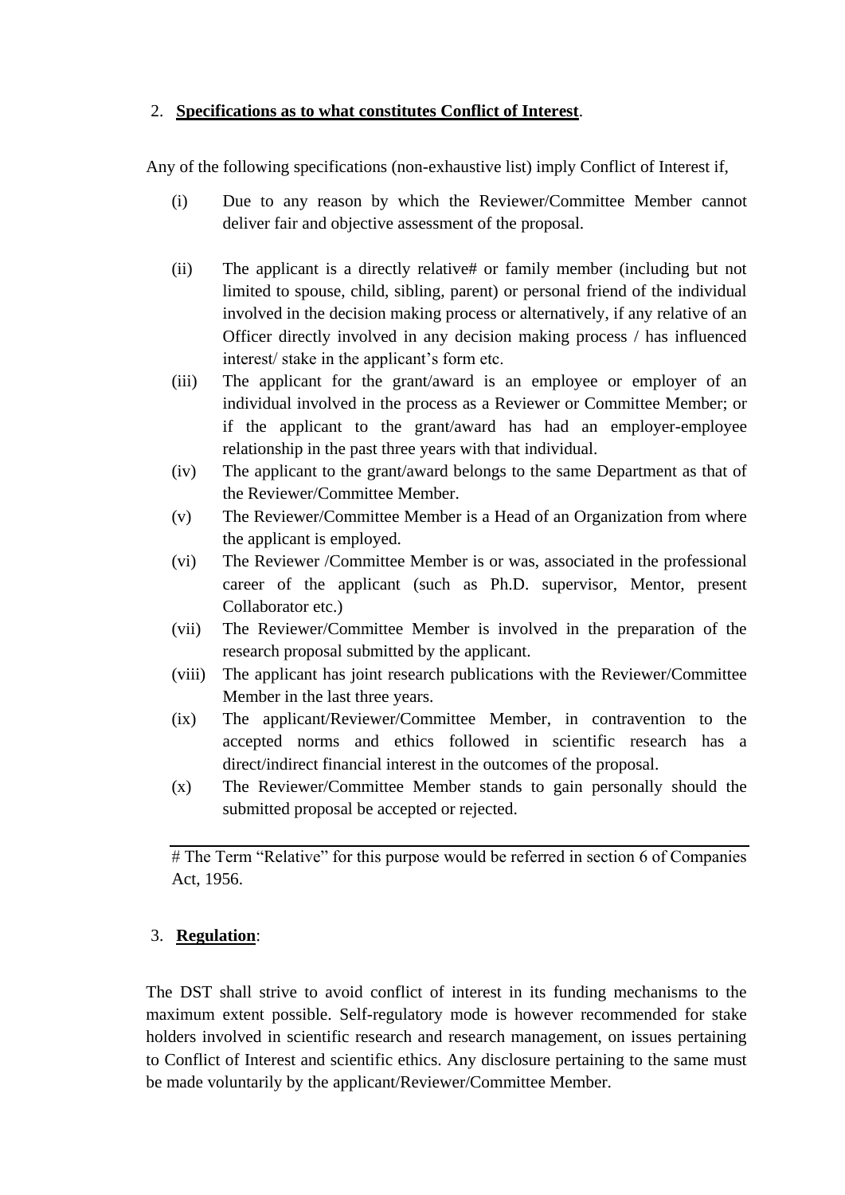2. **Specifications as to what constitutes Conflict of Interest**.

Any of the following specifications (non-exhaustive list) imply Conflict of Interest if,

(i) Due to any reason by which the Reviewer/Committee Member cannot deliver fair and objective assessment of the proposal.

(ii) The applicant is a directly relative# or family member (including but not limited to spouse, child, sibling, parent) or personal friend of the individual involved in the decision making process or alternatively, if any relative of an Officer directly involved in any decision making process / has influenced interest/ stake in the applicant's form etc.

(iii) The applicant for the grant/award is an employee or employer of an individual involved in the process as a Reviewer or Committee Member; or if the applicant to the grant/award has had an employer-employee relationship in the past three years with that individual.

(iv) The applicant to the grant/award belongs to the same Department as that of the Reviewer/Committee Member.

(v) The Reviewer/Committee Member is a Head of an Organization from where the applicant is employed.

(vi) The Reviewer /Committee Member is or was, associated in the professional career of the applicant (such as Ph.D. supervisor, Mentor, present Collaborator etc.)

(vii) The Reviewer/Committee Member is involved in the preparation of the research proposal submitted by the applicant.

(viii) The applicant has joint research publications with the Reviewer/Committee Member in the last three years.

(ix) The applicant/Reviewer/Committee Member, in contravention to the accepted norms and ethics followed in scientific research has a direct/indirect financial interest in the outcomes of the proposal.

(x) The Reviewer/Committee Member stands to gain personally should the submitted proposal be accepted or rejected.

---

# The Term "Relative" for this purpose would be referred in section 6 of Companies Act, 1956.

3. **Regulation**:

The DST shall strive to avoid conflict of interest in its funding mechanisms to the maximum extent possible. Self-regulatory mode is however recommended for stake holders involved in scientific research and research management, on issues pertaining to Conflict of Interest and scientific ethics. Any disclosure pertaining to the same must be made voluntarily by the applicant/Reviewer/Committee Member.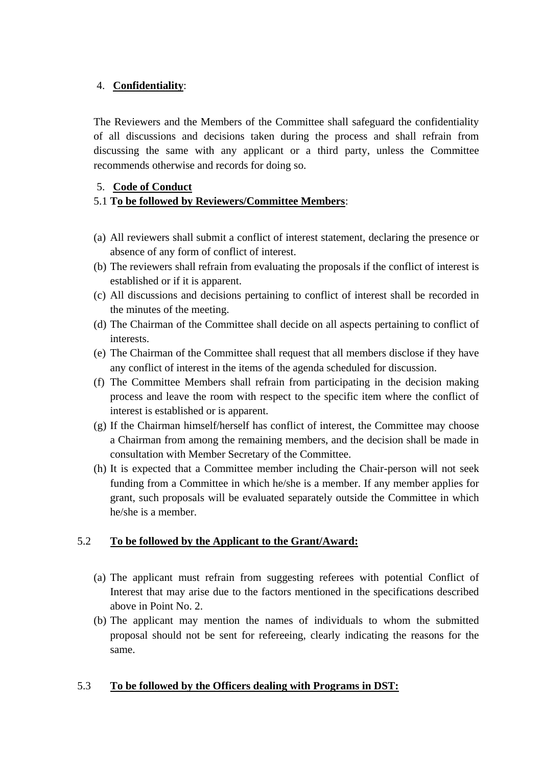4. **Confidentiality**:

The Reviewers and the Members of the Committee shall safeguard the confidentiality of all discussions and decisions taken during the process and shall refrain from discussing the same with any applicant or a third party, unless the Committee recommends otherwise and records for doing so.

5. **Code of Conduct**

5.1 **To be followed by Reviewers/Committee Members**:

(a) All reviewers shall submit a conflict of interest statement, declaring the presence or absence of any form of conflict of interest.

(b) The reviewers shall refrain from evaluating the proposals if the conflict of interest is established or if it is apparent.

(c) All discussions and decisions pertaining to conflict of interest shall be recorded in the minutes of the meeting.

(d) The Chairman of the Committee shall decide on all aspects pertaining to conflict of interests.

(e) The Chairman of the Committee shall request that all members disclose if they have any conflict of interest in the items of the agenda scheduled for discussion.

(f) The Committee Members shall refrain from participating in the decision making process and leave the room with respect to the specific item where the conflict of interest is established or is apparent.

(g) If the Chairman himself/herself has conflict of interest, the Committee may choose a Chairman from among the remaining members, and the decision shall be made in consultation with Member Secretary of the Committee.

(h) It is expected that a Committee member including the Chair-person will not seek funding from a Committee in which he/she is a member. If any member applies for grant, such proposals will be evaluated separately outside the Committee in which he/she is a member.

5.2 **To be followed by the Applicant to the Grant/Award:**

(a) The applicant must refrain from suggesting referees with potential Conflict of Interest that may arise due to the factors mentioned in the specifications described above in Point No. 2.

(b) The applicant may mention the names of individuals to whom the submitted proposal should not be sent for refereeing, clearly indicating the reasons for the same.

5.3 **To be followed by the Officers dealing with Programs in DST:**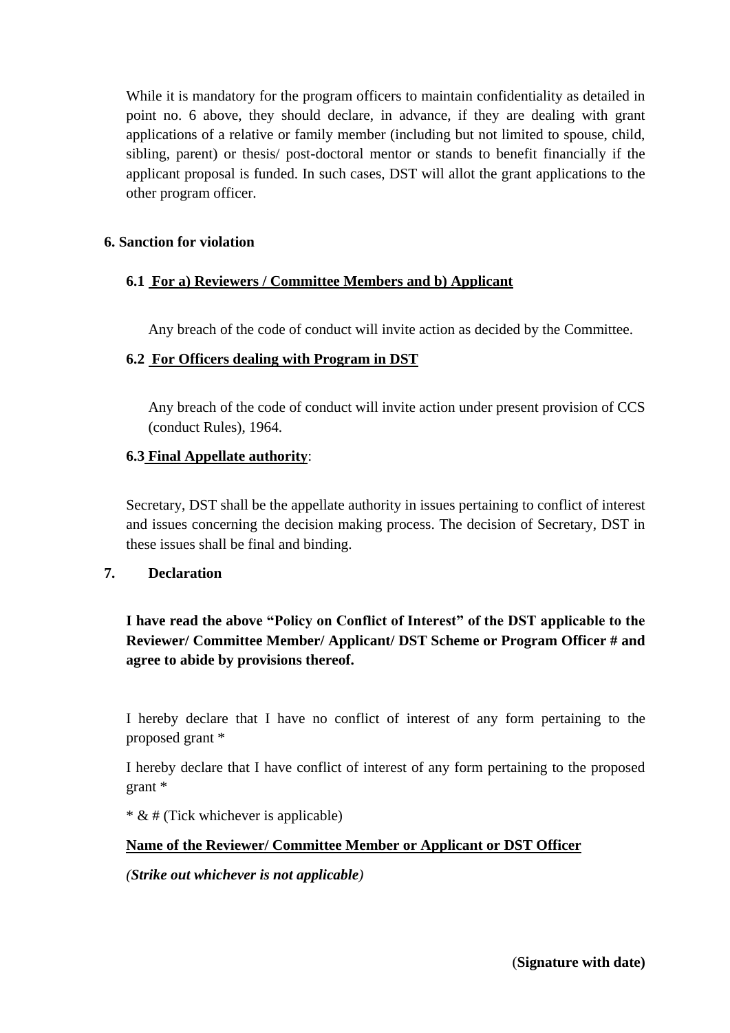While it is mandatory for the program officers to maintain confidentiality as detailed in point no. 6 above, they should declare, in advance, if they are dealing with grant applications of a relative or family member (including but not limited to spouse, child, sibling, parent) or thesis/ post-doctoral mentor or stands to benefit financially if the applicant proposal is funded. In such cases, DST will allot the grant applications to the other program officer.

## 6. Sanction for violation

### 6.1 <u>For a) Reviewers / Committee Members and b) Applicant</u>

Any breach of the code of conduct will invite action as decided by the Committee.

### 6.2 <u>For Officers dealing with Program in DST</u>

Any breach of the code of conduct will invite action under present provision of CCS (conduct Rules), 1964.

### 6.3 <u>Final Appellate authority</u>:

Secretary, DST shall be the appellate authority in issues pertaining to conflict of interest and issues concerning the decision making process. The decision of Secretary, DST in these issues shall be final and binding.

## 7. Declaration

**I have read the above "Policy on Conflict of Interest" of the DST applicable to the Reviewer/ Committee Member/ Applicant/ DST Scheme or Program Officer # and agree to abide by provisions thereof.**

I hereby declare that I have no conflict of interest of any form pertaining to the proposed grant *

I hereby declare that I have conflict of interest of any form pertaining to the proposed grant *

* & # (Tick whichever is applicable)

**<u>Name of the Reviewer/ Committee Member or Applicant or DST Officer</u>**

*(**Strike out whichever is not applicable**)*

(**Signature with date)**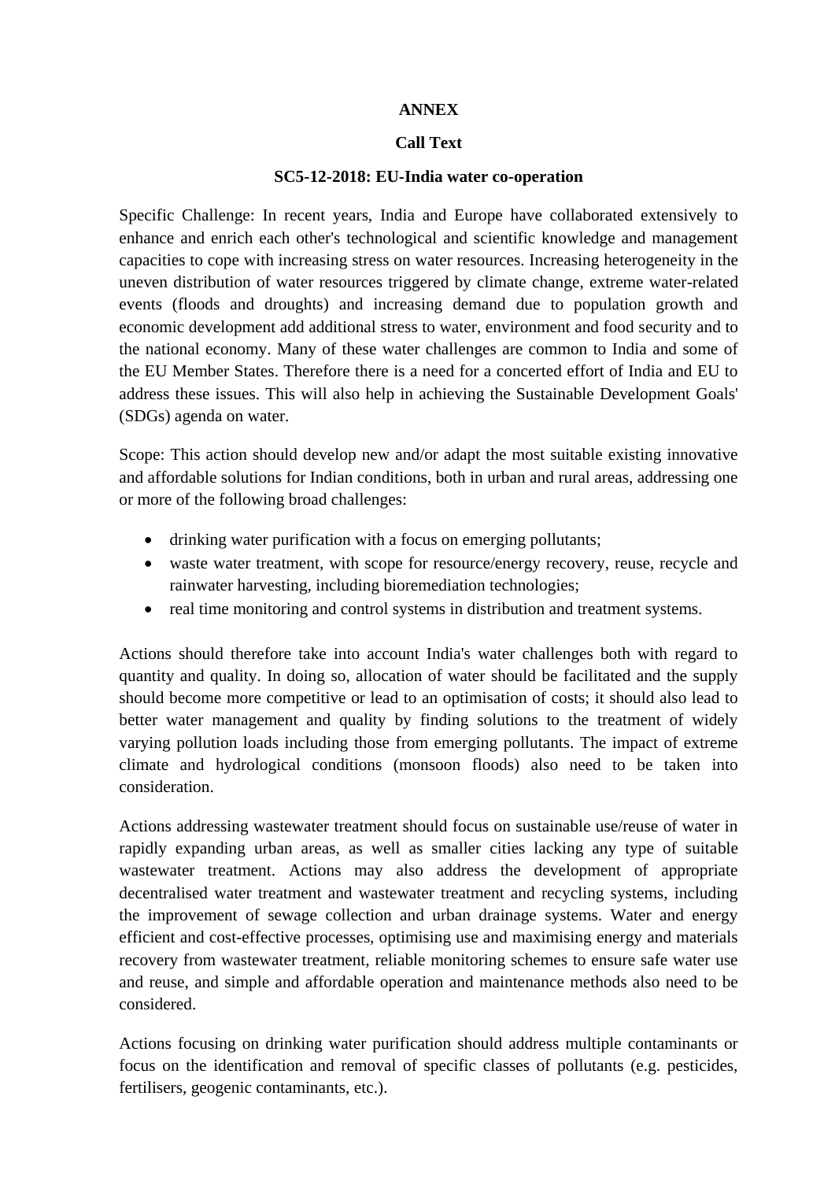**ANNEX**

**Call Text**

**SC5-12-2018: EU-India water co-operation**

Specific Challenge: In recent years, India and Europe have collaborated extensively to enhance and enrich each other's technological and scientific knowledge and management capacities to cope with increasing stress on water resources. Increasing heterogeneity in the uneven distribution of water resources triggered by climate change, extreme water-related events (floods and droughts) and increasing demand due to population growth and economic development add additional stress to water, environment and food security and to the national economy. Many of these water challenges are common to India and some of the EU Member States. Therefore there is a need for a concerted effort of India and EU to address these issues. This will also help in achieving the Sustainable Development Goals' (SDGs) agenda on water.

Scope: This action should develop new and/or adapt the most suitable existing innovative and affordable solutions for Indian conditions, both in urban and rural areas, addressing one or more of the following broad challenges:

- drinking water purification with a focus on emerging pollutants;
- waste water treatment, with scope for resource/energy recovery, reuse, recycle and rainwater harvesting, including bioremediation technologies;
- real time monitoring and control systems in distribution and treatment systems.

Actions should therefore take into account India's water challenges both with regard to quantity and quality. In doing so, allocation of water should be facilitated and the supply should become more competitive or lead to an optimisation of costs; it should also lead to better water management and quality by finding solutions to the treatment of widely varying pollution loads including those from emerging pollutants. The impact of extreme climate and hydrological conditions (monsoon floods) also need to be taken into consideration.

Actions addressing wastewater treatment should focus on sustainable use/reuse of water in rapidly expanding urban areas, as well as smaller cities lacking any type of suitable wastewater treatment. Actions may also address the development of appropriate decentralised water treatment and wastewater treatment and recycling systems, including the improvement of sewage collection and urban drainage systems. Water and energy efficient and cost-effective processes, optimising use and maximising energy and materials recovery from wastewater treatment, reliable monitoring schemes to ensure safe water use and reuse, and simple and affordable operation and maintenance methods also need to be considered.

Actions focusing on drinking water purification should address multiple contaminants or focus on the identification and removal of specific classes of pollutants (e.g. pesticides, fertilisers, geogenic contaminants, etc.).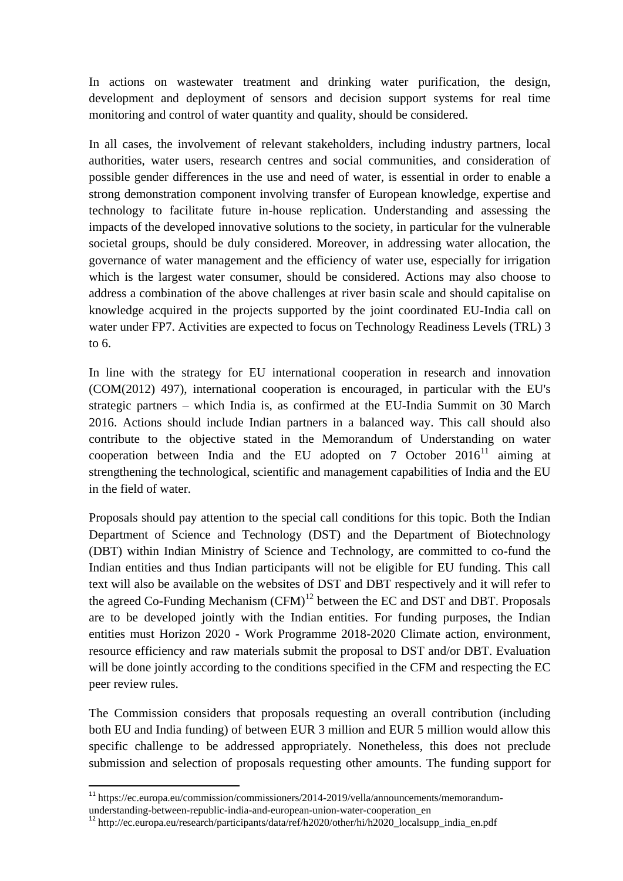In actions on wastewater treatment and drinking water purification, the design, development and deployment of sensors and decision support systems for real time monitoring and control of water quantity and quality, should be considered.

In all cases, the involvement of relevant stakeholders, including industry partners, local authorities, water users, research centres and social communities, and consideration of possible gender differences in the use and need of water, is essential in order to enable a strong demonstration component involving transfer of European knowledge, expertise and technology to facilitate future in-house replication. Understanding and assessing the impacts of the developed innovative solutions to the society, in particular for the vulnerable societal groups, should be duly considered. Moreover, in addressing water allocation, the governance of water management and the efficiency of water use, especially for irrigation which is the largest water consumer, should be considered. Actions may also choose to address a combination of the above challenges at river basin scale and should capitalise on knowledge acquired in the projects supported by the joint coordinated EU-India call on water under FP7. Activities are expected to focus on Technology Readiness Levels (TRL) 3 to 6.

In line with the strategy for EU international cooperation in research and innovation (COM(2012) 497), international cooperation is encouraged, in particular with the EU's strategic partners – which India is, as confirmed at the EU-India Summit on 30 March 2016. Actions should include Indian partners in a balanced way. This call should also contribute to the objective stated in the Memorandum of Understanding on water cooperation between India and the EU adopted on 7 October 2016[11] aiming at strengthening the technological, scientific and management capabilities of India and the EU in the field of water.

Proposals should pay attention to the special call conditions for this topic. Both the Indian Department of Science and Technology (DST) and the Department of Biotechnology (DBT) within Indian Ministry of Science and Technology, are committed to co-fund the Indian entities and thus Indian participants will not be eligible for EU funding. This call text will also be available on the websites of DST and DBT respectively and it will refer to the agreed Co-Funding Mechanism (CFM)[12] between the EC and DST and DBT. Proposals are to be developed jointly with the Indian entities. For funding purposes, the Indian entities must Horizon 2020 - Work Programme 2018-2020 Climate action, environment, resource efficiency and raw materials submit the proposal to DST and/or DBT. Evaluation will be done jointly according to the conditions specified in the CFM and respecting the EC peer review rules.

The Commission considers that proposals requesting an overall contribution (including both EU and India funding) of between EUR 3 million and EUR 5 million would allow this specific challenge to be addressed appropriately. Nonetheless, this does not preclude submission and selection of proposals requesting other amounts. The funding support for

---

[11] https://ec.europa.eu/commission/commissioners/2014-2019/vella/announcements/memorandum-understanding-between-republic-india-and-european-union-water-cooperation_en

[12] http://ec.europa.eu/research/participants/data/ref/h2020/other/hi/h2020_localsupp_india_en.pdf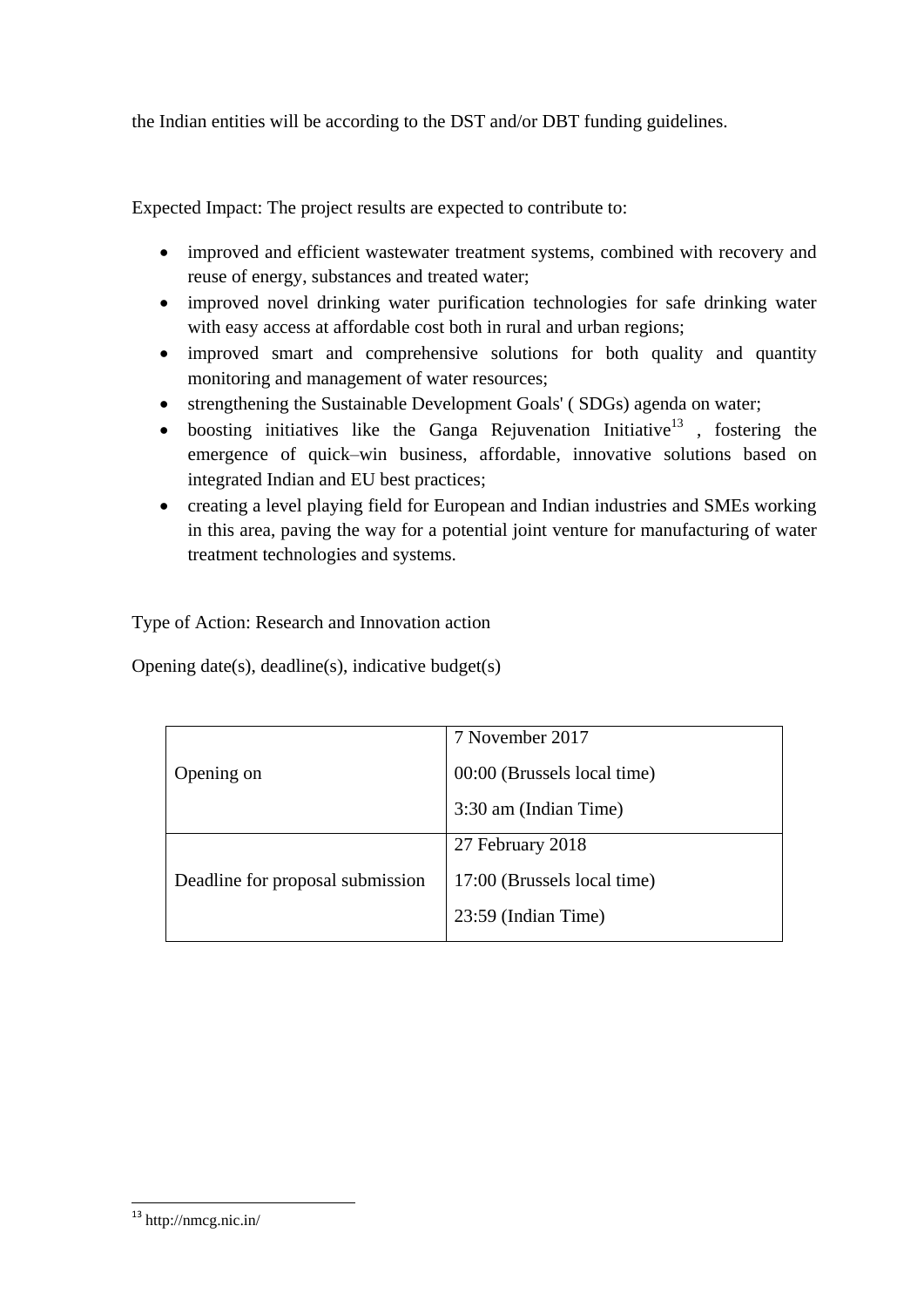the Indian entities will be according to the DST and/or DBT funding guidelines.

Expected Impact: The project results are expected to contribute to:

- improved and efficient wastewater treatment systems, combined with recovery and reuse of energy, substances and treated water;
- improved novel drinking water purification technologies for safe drinking water with easy access at affordable cost both in rural and urban regions;
- improved smart and comprehensive solutions for both quality and quantity monitoring and management of water resources;
- strengthening the Sustainable Development Goals' ( SDGs) agenda on water;
- boosting initiatives like the Ganga Rejuvenation Initiative[13] , fostering the emergence of quick–win business, affordable, innovative solutions based on integrated Indian and EU best practices;
- creating a level playing field for European and Indian industries and SMEs working in this area, paving the way for a potential joint venture for manufacturing of water treatment technologies and systems.

Type of Action: Research and Innovation action

Opening date(s), deadline(s), indicative budget(s)

| | |
|---|---|
| Opening on | 7 November 2017<br>00:00 (Brussels local time)<br>3:30 am (Indian Time) |
| Deadline for proposal submission | 27 February 2018<br>17:00 (Brussels local time)<br>23:59 (Indian Time) |

[13] http://nmcg.nic.in/